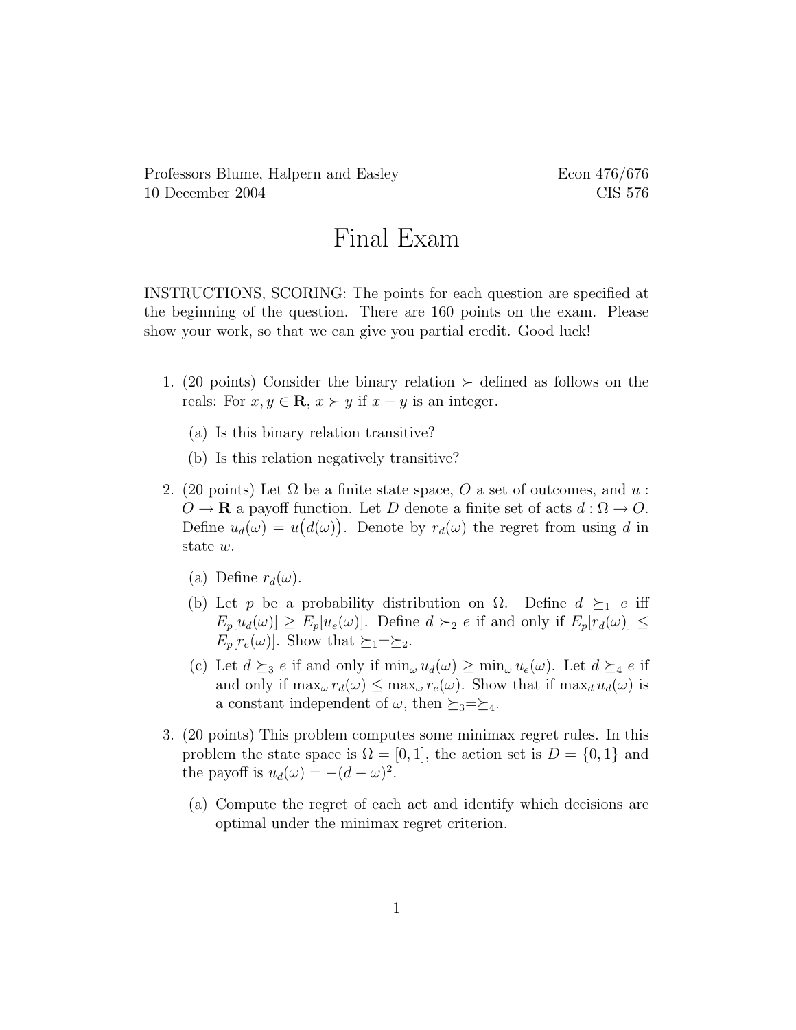Professors Blume, Halpern and Easley
10 December 2004

Econ 476/676
CIS 576

# Final Exam

INSTRUCTIONS, SCORING: The points for each question are specified at the beginning of the question. There are 160 points on the exam. Please show your work, so that we can give you partial credit. Good luck!

1. (20 points) Consider the binary relation $\succ$ defined as follows on the reals: For $x, y \in \mathbf{R}$, $x \succ y$ if $x - y$ is an integer.

   (a) Is this binary relation transitive?

   (b) Is this relation negatively transitive?

2. (20 points) Let $\Omega$ be a finite state space, $O$ a set of outcomes, and $u : O \to \mathbf{R}$ a payoff function. Let $D$ denote a finite set of acts $d : \Omega \to O$. Define $u_d(\omega) = u\big(d(\omega)\big)$. Denote by $r_d(\omega)$ the regret from using $d$ in state $w$.

   (a) Define $r_d(\omega)$.

   (b) Let $p$ be a probability distribution on $\Omega$. Define $d \succeq_1 e$ iff $E_p[u_d(\omega)] \geq E_p[u_e(\omega)]$. Define $d \succ_2 e$ if and only if $E_p[r_d(\omega)] \leq E_p[r_e(\omega)]$. Show that $\succeq_1 = \succeq_2$.

   (c) Let $d \succeq_3 e$ if and only if $\min_\omega u_d(\omega) \geq \min_\omega u_e(\omega)$. Let $d \succeq_4 e$ if and only if $\max_\omega r_d(\omega) \leq \max_\omega r_e(\omega)$. Show that if $\max_d u_d(\omega)$ is a constant independent of $\omega$, then $\succeq_3 = \succeq_4$.

3. (20 points) This problem computes some minimax regret rules. In this problem the state space is $\Omega = [0, 1]$, the action set is $D = \{0, 1\}$ and the payoff is $u_d(\omega) = -(d - \omega)^2$.

   (a) Compute the regret of each act and identify which decisions are optimal under the minimax regret criterion.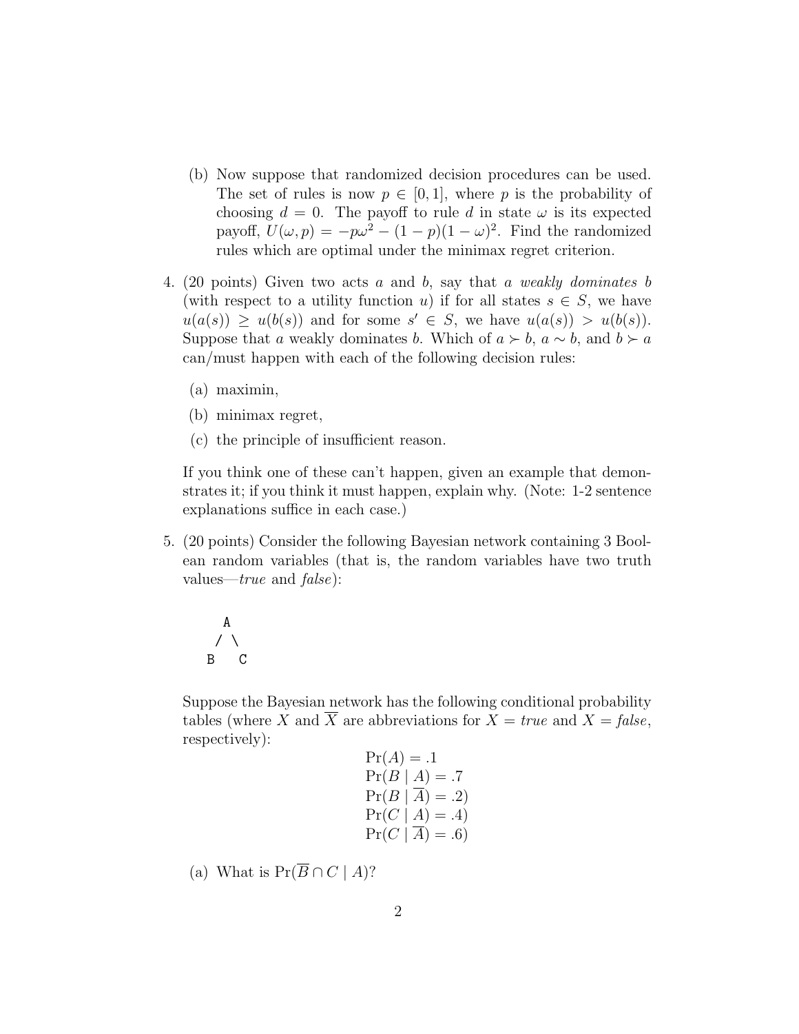(b) Now suppose that randomized decision procedures can be used. The set of rules is now $p \in [0, 1]$, where $p$ is the probability of choosing $d = 0$. The payoff to rule $d$ in state $\omega$ is its expected payoff, $U(\omega, p) = -p\omega^2 - (1-p)(1-\omega)^2$. Find the randomized rules which are optimal under the minimax regret criterion.

4. (20 points) Given two acts $a$ and $b$, say that $a$ *weakly dominates* $b$ (with respect to a utility function $u$) if for all states $s \in S$, we have $u(a(s)) \geq u(b(s))$ and for some $s' \in S$, we have $u(a(s)) > u(b(s))$. Suppose that $a$ weakly dominates $b$. Which of $a \succ b$, $a \sim b$, and $b \succ a$ can/must happen with each of the following decision rules:

   (a) maximin,

   (b) minimax regret,

   (c) the principle of insufficient reason.

   If you think one of these can't happen, given an example that demonstrates it; if you think it must happen, explain why. (Note: 1-2 sentence explanations suffice in each case.)

5. (20 points) Consider the following Bayesian network containing 3 Boolean random variables (that is, the random variables have two truth values—*true* and *false*):

```
  A
 / \
B   C
```

   Suppose the Bayesian network has the following conditional probability tables (where $X$ and $\overline{X}$ are abbreviations for $X = true$ and $X = false$, respectively):

$$\Pr(A) = .1$$
$$\Pr(B \mid A) = .7$$
$$\Pr(B \mid \overline{A}) = .2)$$
$$\Pr(C \mid A) = .4)$$
$$\Pr(C \mid \overline{A}) = .6)$$

   (a) What is $\Pr(\overline{B} \cap C \mid A)$?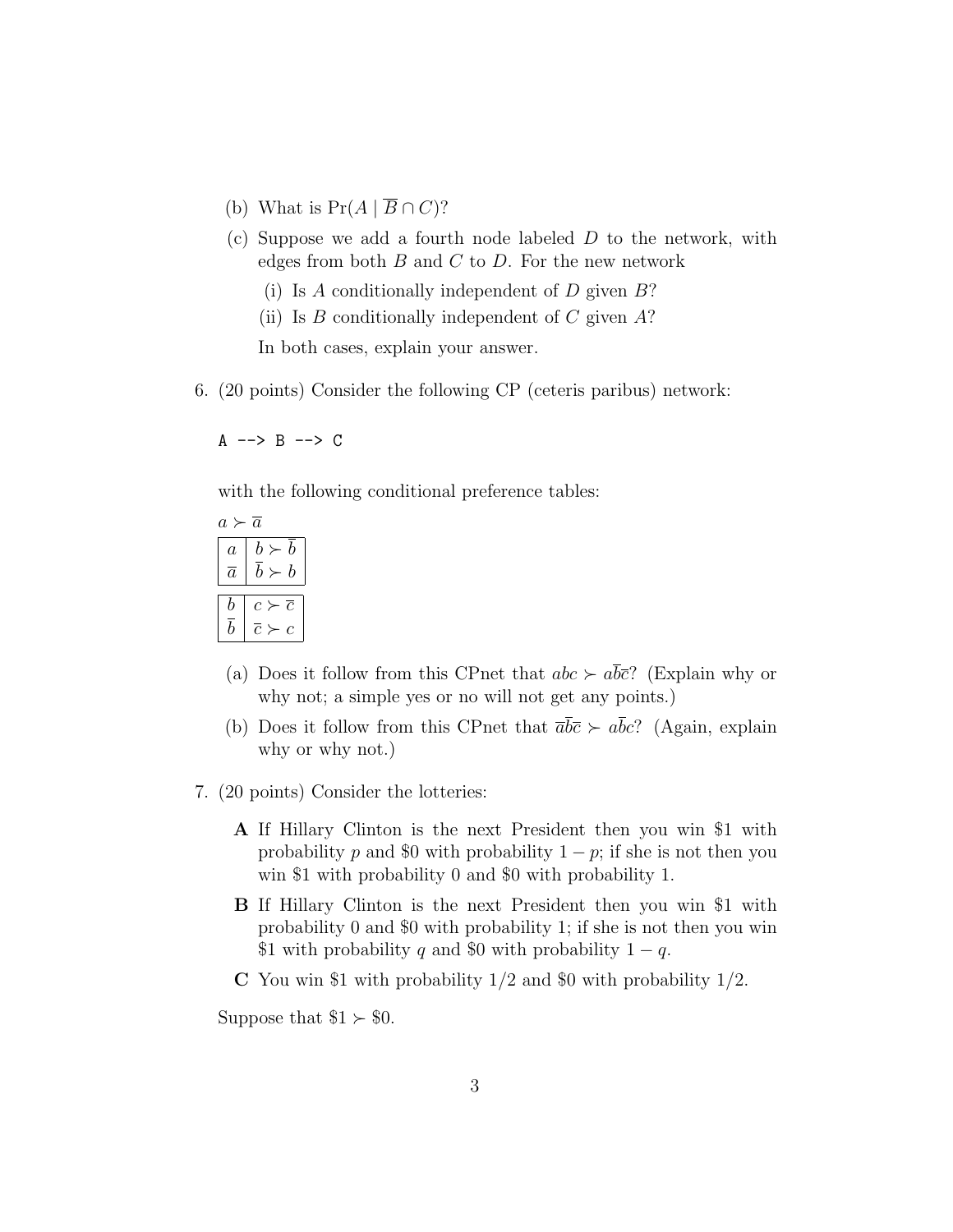(b) What is $\Pr(A \mid \overline{B} \cap C)$?

(c) Suppose we add a fourth node labeled $D$ to the network, with edges from both $B$ and $C$ to $D$. For the new network

   (i) Is $A$ conditionally independent of $D$ given $B$?

   (ii) Is $B$ conditionally independent of $C$ given $A$?

   In both cases, explain your answer.

6. (20 points) Consider the following CP (ceteris paribus) network:

```
A --> B --> C
```

with the following conditional preference tables:

$a \succ \overline{a}$

| | |
|---|---|
| $a$ | $b \succ \overline{b}$ |
| $\overline{a}$ | $\overline{b} \succ b$ |

| | |
|---|---|
| $b$ | $c \succ \overline{c}$ |
| $\overline{b}$ | $\overline{c} \succ c$ |

(a) Does it follow from this CPnet that $abc \succ a\overline{b}\overline{c}$? (Explain why or why not; a simple yes or no will not get any points.)

(b) Does it follow from this CPnet that $\overline{a}\overline{b}\overline{c} \succ a\overline{b}c$? (Again, explain why or why not.)

7. (20 points) Consider the lotteries:

**A** If Hillary Clinton is the next President then you win \$1 with probability $p$ and \$0 with probability $1-p$; if she is not then you win \$1 with probability 0 and \$0 with probability 1.

**B** If Hillary Clinton is the next President then you win \$1 with probability 0 and \$0 with probability 1; if she is not then you win \$1 with probability $q$ and \$0 with probability $1-q$.

**C** You win \$1 with probability 1/2 and \$0 with probability 1/2.

Suppose that $\$1 \succ \$0$.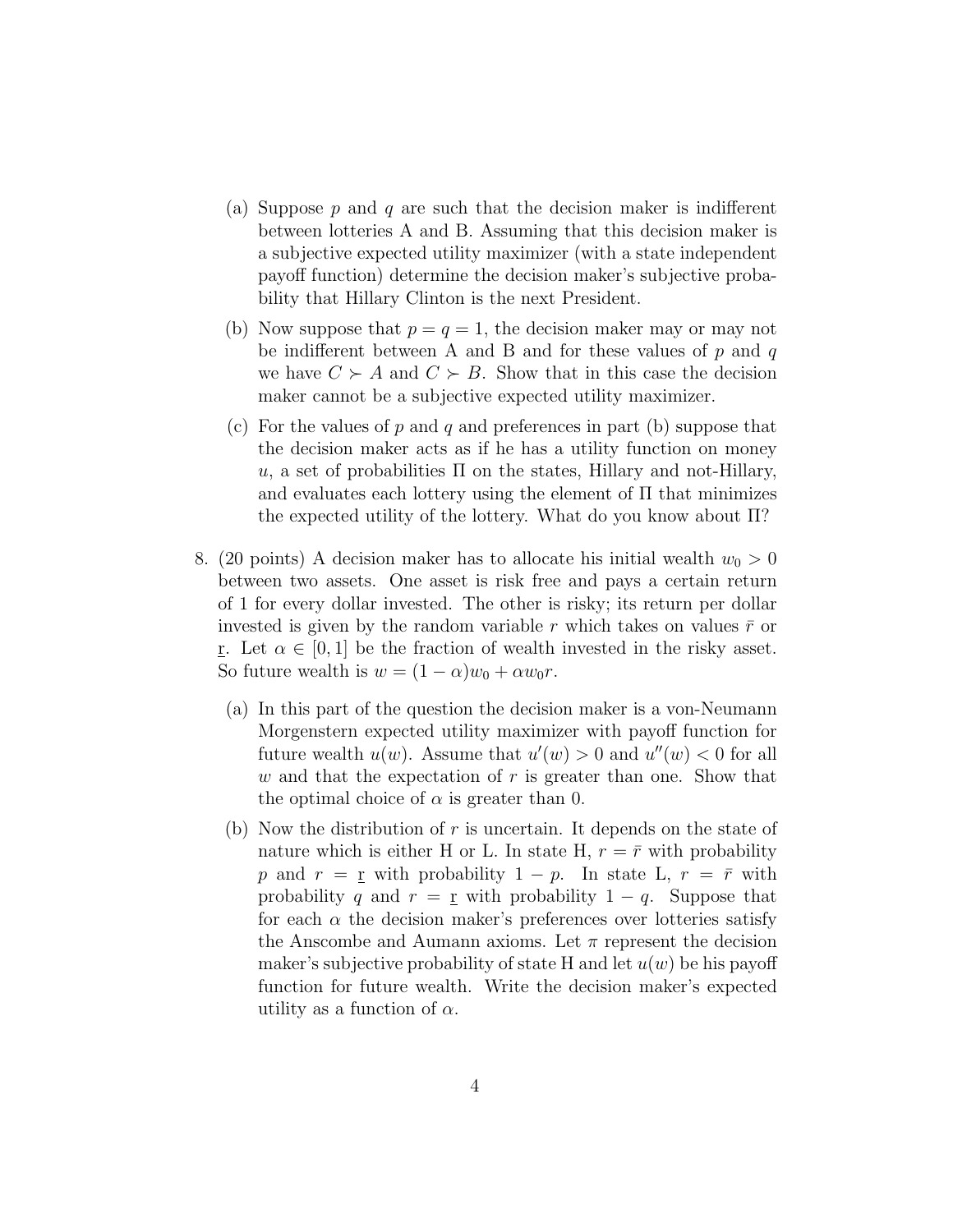(a) Suppose $p$ and $q$ are such that the decision maker is indifferent between lotteries A and B. Assuming that this decision maker is a subjective expected utility maximizer (with a state independent payoff function) determine the decision maker's subjective probability that Hillary Clinton is the next President.

(b) Now suppose that $p = q = 1$, the decision maker may or may not be indifferent between A and B and for these values of $p$ and $q$ we have $C \succ A$ and $C \succ B$. Show that in this case the decision maker cannot be a subjective expected utility maximizer.

(c) For the values of $p$ and $q$ and preferences in part (b) suppose that the decision maker acts as if he has a utility function on money $u$, a set of probabilities $\Pi$ on the states, Hillary and not-Hillary, and evaluates each lottery using the element of $\Pi$ that minimizes the expected utility of the lottery. What do you know about $\Pi$?

8. (20 points) A decision maker has to allocate his initial wealth $w_0 > 0$ between two assets. One asset is risk free and pays a certain return of 1 for every dollar invested. The other is risky; its return per dollar invested is given by the random variable $r$ which takes on values $\bar{r}$ or $\underline{r}$. Let $\alpha \in [0, 1]$ be the fraction of wealth invested in the risky asset. So future wealth is $w = (1 - \alpha)w_0 + \alpha w_0 r$.

   (a) In this part of the question the decision maker is a von-Neumann Morgenstern expected utility maximizer with payoff function for future wealth $u(w)$. Assume that $u'(w) > 0$ and $u''(w) < 0$ for all $w$ and that the expectation of $r$ is greater than one. Show that the optimal choice of $\alpha$ is greater than 0.

   (b) Now the distribution of $r$ is uncertain. It depends on the state of nature which is either H or L. In state H, $r = \bar{r}$ with probability $p$ and $r = \underline{r}$ with probability $1 - p$. In state L, $r = \bar{r}$ with probability $q$ and $r = \underline{r}$ with probability $1 - q$. Suppose that for each $\alpha$ the decision maker's preferences over lotteries satisfy the Anscombe and Aumann axioms. Let $\pi$ represent the decision maker's subjective probability of state H and let $u(w)$ be his payoff function for future wealth. Write the decision maker's expected utility as a function of $\alpha$.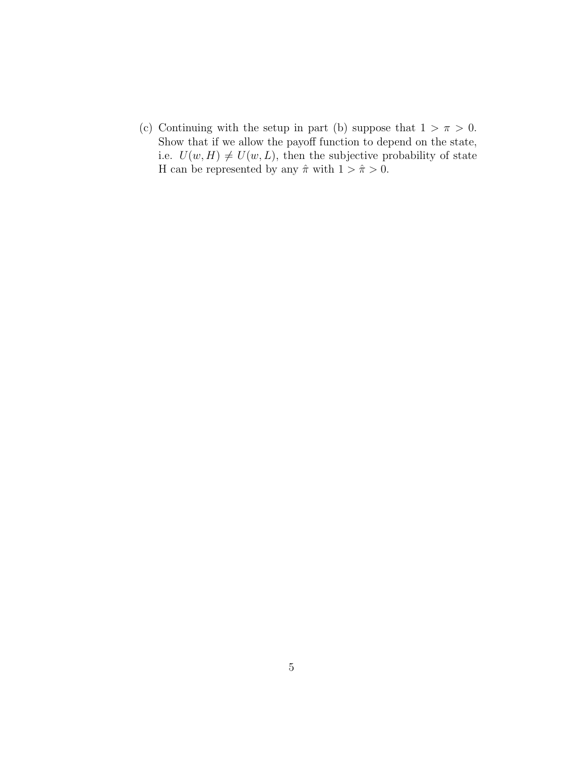(c) Continuing with the setup in part (b) suppose that $1 > \pi > 0$. Show that if we allow the payoff function to depend on the state, i.e. $U(w, H) \neq U(w, L)$, then the subjective probability of state H can be represented by any $\hat{\pi}$ with $1 > \hat{\pi} > 0$.